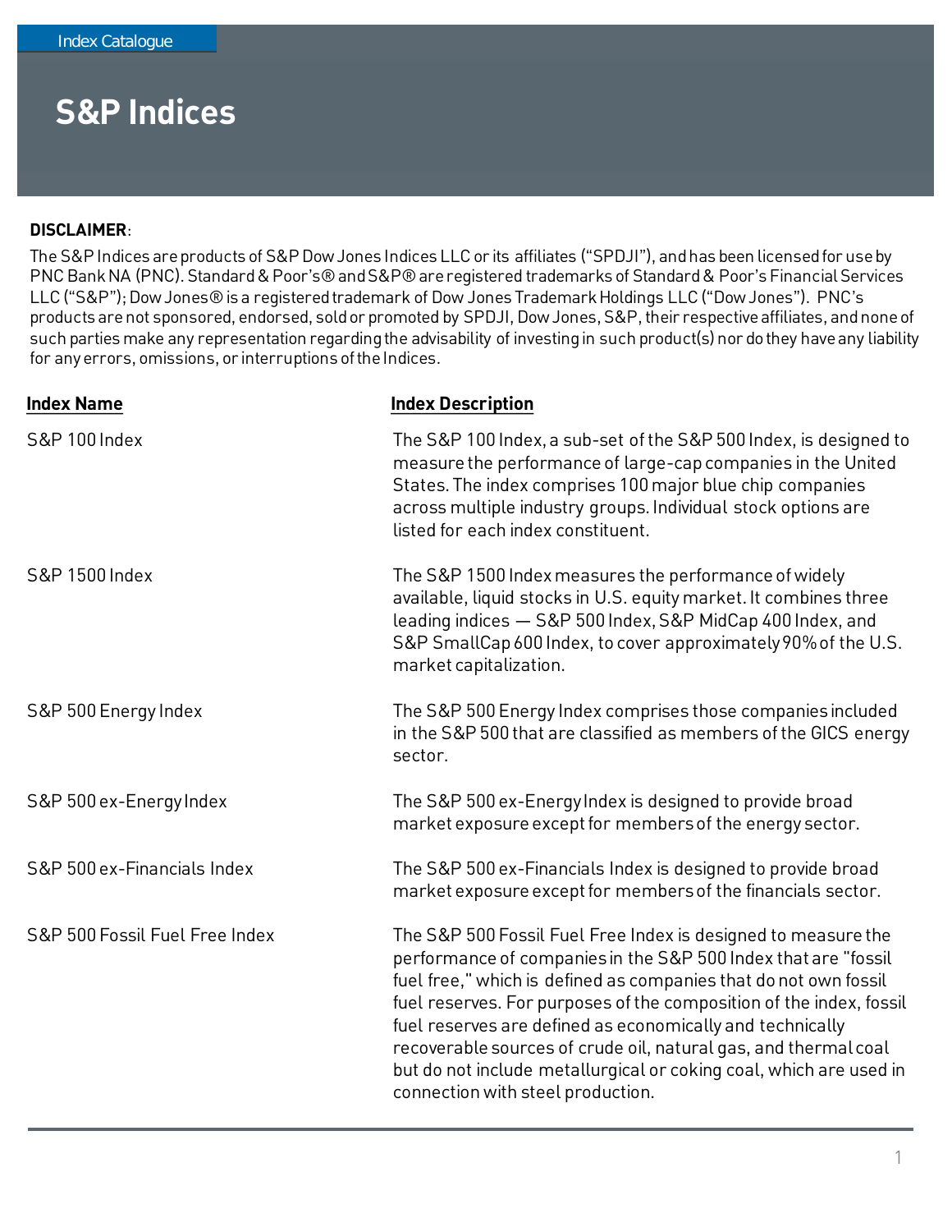Index Catalogue

# S&P Indices

**DISCLAIMER**:

The S&P Indices are products of S&P Dow Jones Indices LLC or its affiliates ("SPDJI"), and has been licensed for use by PNC Bank NA (PNC). Standard & Poor's® and S&P® are registered trademarks of Standard & Poor's Financial Services LLC ("S&P"); Dow Jones® is a registered trademark of Dow Jones Trademark Holdings LLC ("Dow Jones"). PNC's products are not sponsored, endorsed, sold or promoted by SPDJI, Dow Jones, S&P, their respective affiliates, and none of such parties make any representation regarding the advisability of investing in such product(s) nor do they have any liability for any errors, omissions, or interruptions of the Indices.

| **Index Name** | **Index Description** |
|---|---|
| S&P 100 Index | The S&P 100 Index, a sub-set of the S&P 500 Index, is designed to measure the performance of large-cap companies in the United States. The index comprises 100 major blue chip companies across multiple industry groups. Individual stock options are listed for each index constituent. |
| S&P 1500 Index | The S&P 1500 Index measures the performance of widely available, liquid stocks in U.S. equity market. It combines three leading indices — S&P 500 Index, S&P MidCap 400 Index, and S&P SmallCap 600 Index, to cover approximately 90% of the U.S. market capitalization. |
| S&P 500 Energy Index | The S&P 500 Energy Index comprises those companies included in the S&P 500 that are classified as members of the GICS energy sector. |
| S&P 500 ex-Energy Index | The S&P 500 ex-Energy Index is designed to provide broad market exposure except for members of the energy sector. |
| S&P 500 ex-Financials Index | The S&P 500 ex-Financials Index is designed to provide broad market exposure except for members of the financials sector. |
| S&P 500 Fossil Fuel Free Index | The S&P 500 Fossil Fuel Free Index is designed to measure the performance of companies in the S&P 500 Index that are "fossil fuel free," which is defined as companies that do not own fossil fuel reserves. For purposes of the composition of the index, fossil fuel reserves are defined as economically and technically recoverable sources of crude oil, natural gas, and thermal coal but do not include metallurgical or coking coal, which are used in connection with steel production. |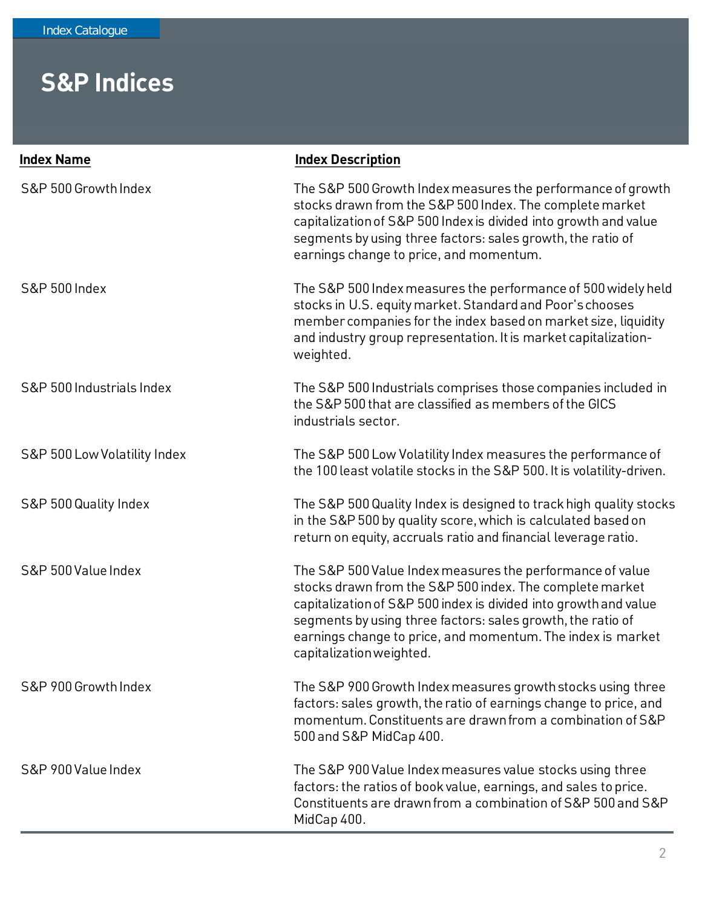# S&P Indices

| Index Name | Index Description |
|---|---|
| S&P 500 Growth Index | The S&P 500 Growth Index measures the performance of growth stocks drawn from the S&P 500 Index. The complete market capitalization of S&P 500 Index is divided into growth and value segments by using three factors: sales growth, the ratio of earnings change to price, and momentum. |
| S&P 500 Index | The S&P 500 Index measures the performance of 500 widely held stocks in U.S. equity market. Standard and Poor's chooses member companies for the index based on market size, liquidity and industry group representation. It is market capitalization-weighted. |
| S&P 500 Industrials Index | The S&P 500 Industrials comprises those companies included in the S&P 500 that are classified as members of the GICS industrials sector. |
| S&P 500 Low Volatility Index | The S&P 500 Low Volatility Index measures the performance of the 100 least volatile stocks in the S&P 500. It is volatility-driven. |
| S&P 500 Quality Index | The S&P 500 Quality Index is designed to track high quality stocks in the S&P 500 by quality score, which is calculated based on return on equity, accruals ratio and financial leverage ratio. |
| S&P 500 Value Index | The S&P 500 Value Index measures the performance of value stocks drawn from the S&P 500 index. The complete market capitalization of S&P 500 index is divided into growth and value segments by using three factors: sales growth, the ratio of earnings change to price, and momentum. The index is market capitalization weighted. |
| S&P 900 Growth Index | The S&P 900 Growth Index measures growth stocks using three factors: sales growth, the ratio of earnings change to price, and momentum. Constituents are drawn from a combination of S&P 500 and S&P MidCap 400. |
| S&P 900 Value Index | The S&P 900 Value Index measures value stocks using three factors: the ratios of book value, earnings, and sales to price. Constituents are drawn from a combination of S&P 500 and S&P MidCap 400. |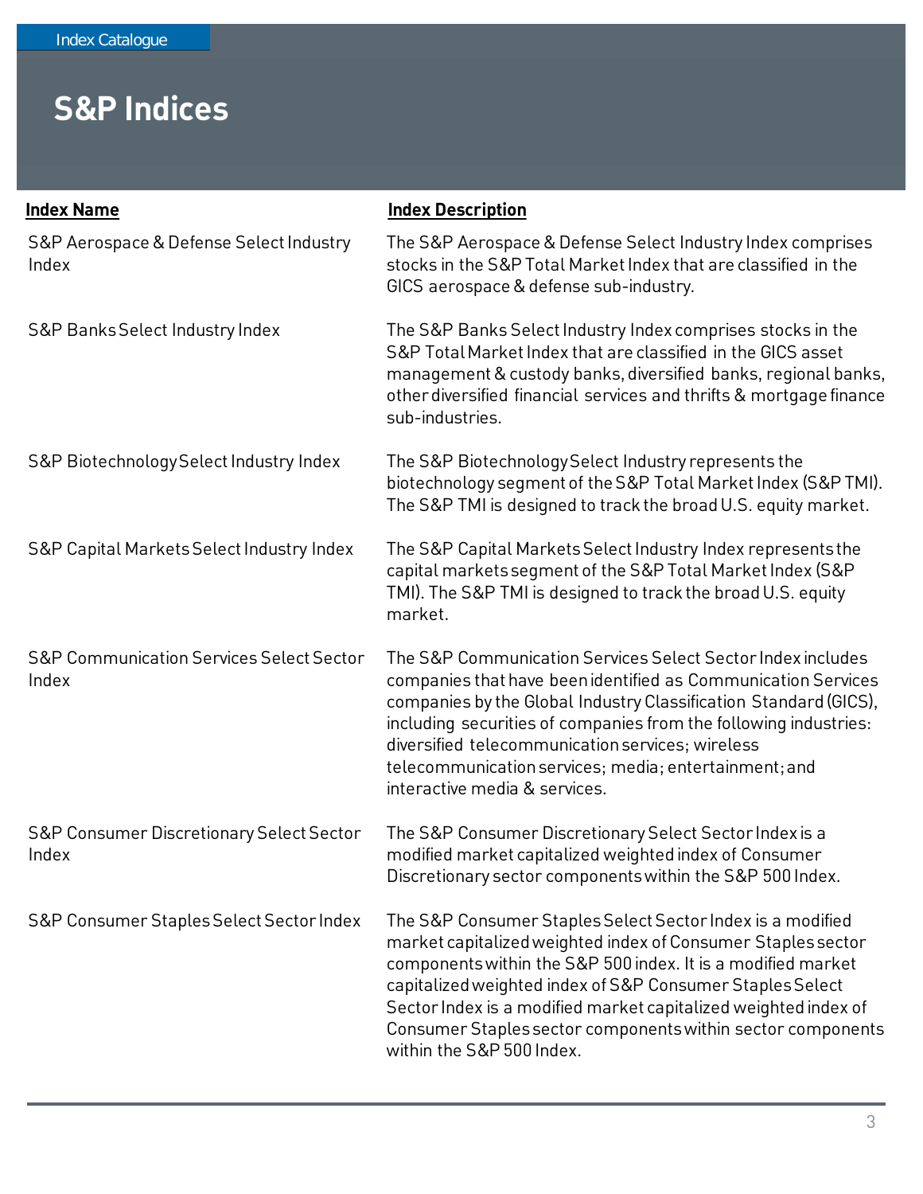# S&P Indices

| Index Name | Index Description |
| --- | --- |
| S&P Aerospace & Defense Select Industry Index | The S&P Aerospace & Defense Select Industry Index comprises stocks in the S&P Total Market Index that are classified in the GICS aerospace & defense sub-industry. |
| S&P Banks Select Industry Index | The S&P Banks Select Industry Index comprises stocks in the S&P Total Market Index that are classified in the GICS asset management & custody banks, diversified banks, regional banks, other diversified financial services and thrifts & mortgage finance sub-industries. |
| S&P Biotechnology Select Industry Index | The S&P Biotechnology Select Industry represents the biotechnology segment of the S&P Total Market Index (S&P TMI). The S&P TMI is designed to track the broad U.S. equity market. |
| S&P Capital Markets Select Industry Index | The S&P Capital Markets Select Industry Index represents the capital markets segment of the S&P Total Market Index (S&P TMI). The S&P TMI is designed to track the broad U.S. equity market. |
| S&P Communication Services Select Sector Index | The S&P Communication Services Select Sector Index includes companies that have been identified as Communication Services companies by the Global Industry Classification Standard (GICS), including securities of companies from the following industries: diversified telecommunication services; wireless telecommunication services; media; entertainment; and interactive media & services. |
| S&P Consumer Discretionary Select Sector Index | The S&P Consumer Discretionary Select Sector Index is a modified market capitalized weighted index of Consumer Discretionary sector components within the S&P 500 Index. |
| S&P Consumer Staples Select Sector Index | The S&P Consumer Staples Select Sector Index is a modified market capitalized weighted index of Consumer Staples sector components within the S&P 500 index. It is a modified market capitalized weighted index of S&P Consumer Staples Select Sector Index is a modified market capitalized weighted index of Consumer Staples sector components within sector components within the S&P 500 Index. |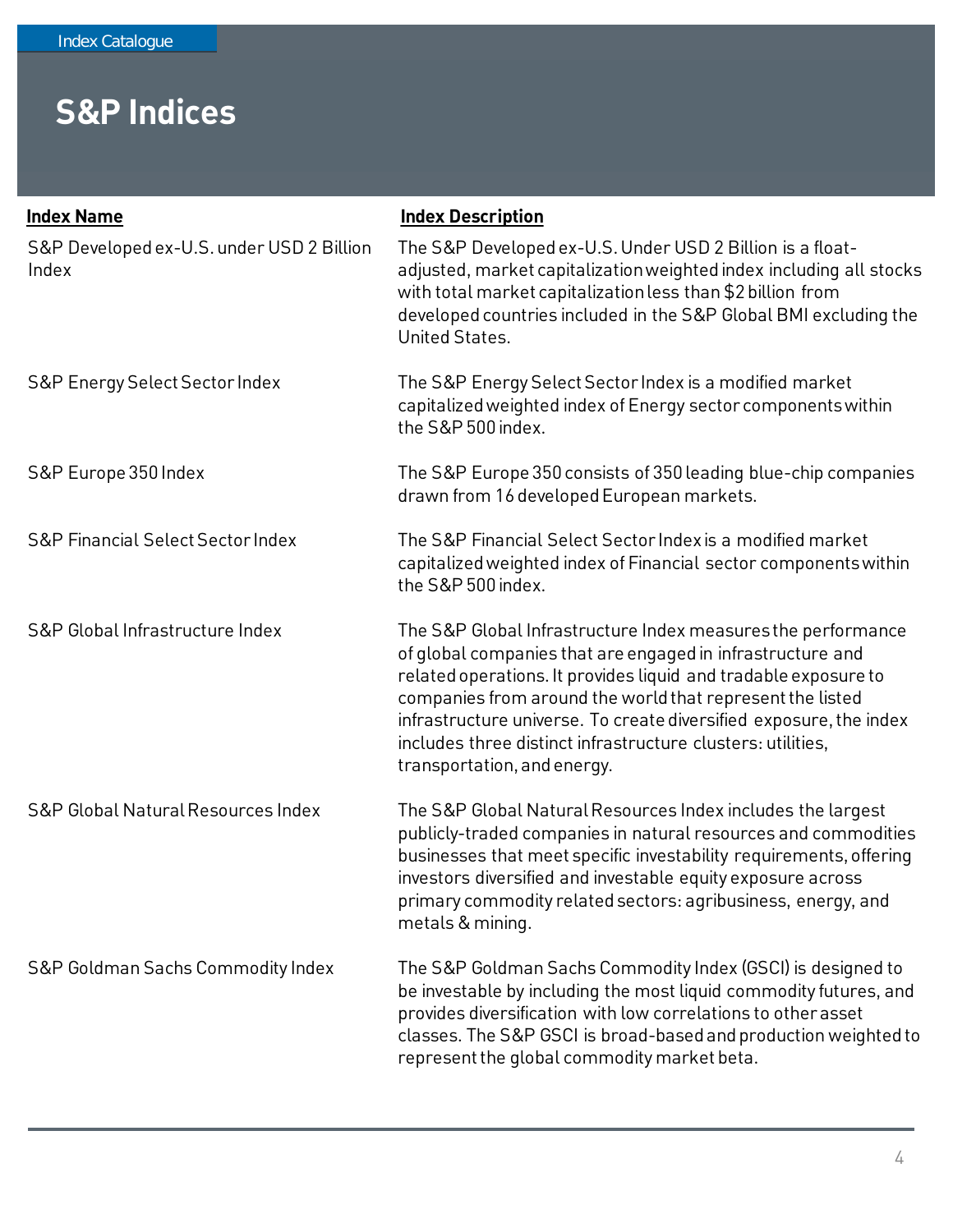# S&P Indices

| Index Name | Index Description |
| --- | --- |
| S&P Developed ex-U.S. under USD 2 Billion Index | The S&P Developed ex-U.S. Under USD 2 Billion is a float-adjusted, market capitalization weighted index including all stocks with total market capitalization less than $2 billion from developed countries included in the S&P Global BMI excluding the United States. |
| S&P Energy Select Sector Index | The S&P Energy Select Sector Index is a modified market capitalized weighted index of Energy sector components within the S&P 500 index. |
| S&P Europe 350 Index | The S&P Europe 350 consists of 350 leading blue-chip companies drawn from 16 developed European markets. |
| S&P Financial Select Sector Index | The S&P Financial Select Sector Index is a modified market capitalized weighted index of Financial sector components within the S&P 500 index. |
| S&P Global Infrastructure Index | The S&P Global Infrastructure Index measures the performance of global companies that are engaged in infrastructure and related operations. It provides liquid and tradable exposure to companies from around the world that represent the listed infrastructure universe. To create diversified exposure, the index includes three distinct infrastructure clusters: utilities, transportation, and energy. |
| S&P Global Natural Resources Index | The S&P Global Natural Resources Index includes the largest publicly-traded companies in natural resources and commodities businesses that meet specific investability requirements, offering investors diversified and investable equity exposure across primary commodity related sectors: agribusiness, energy, and metals & mining. |
| S&P Goldman Sachs Commodity Index | The S&P Goldman Sachs Commodity Index (GSCI) is designed to be investable by including the most liquid commodity futures, and provides diversification with low correlations to other asset classes. The S&P GSCI is broad-based and production weighted to represent the global commodity market beta. |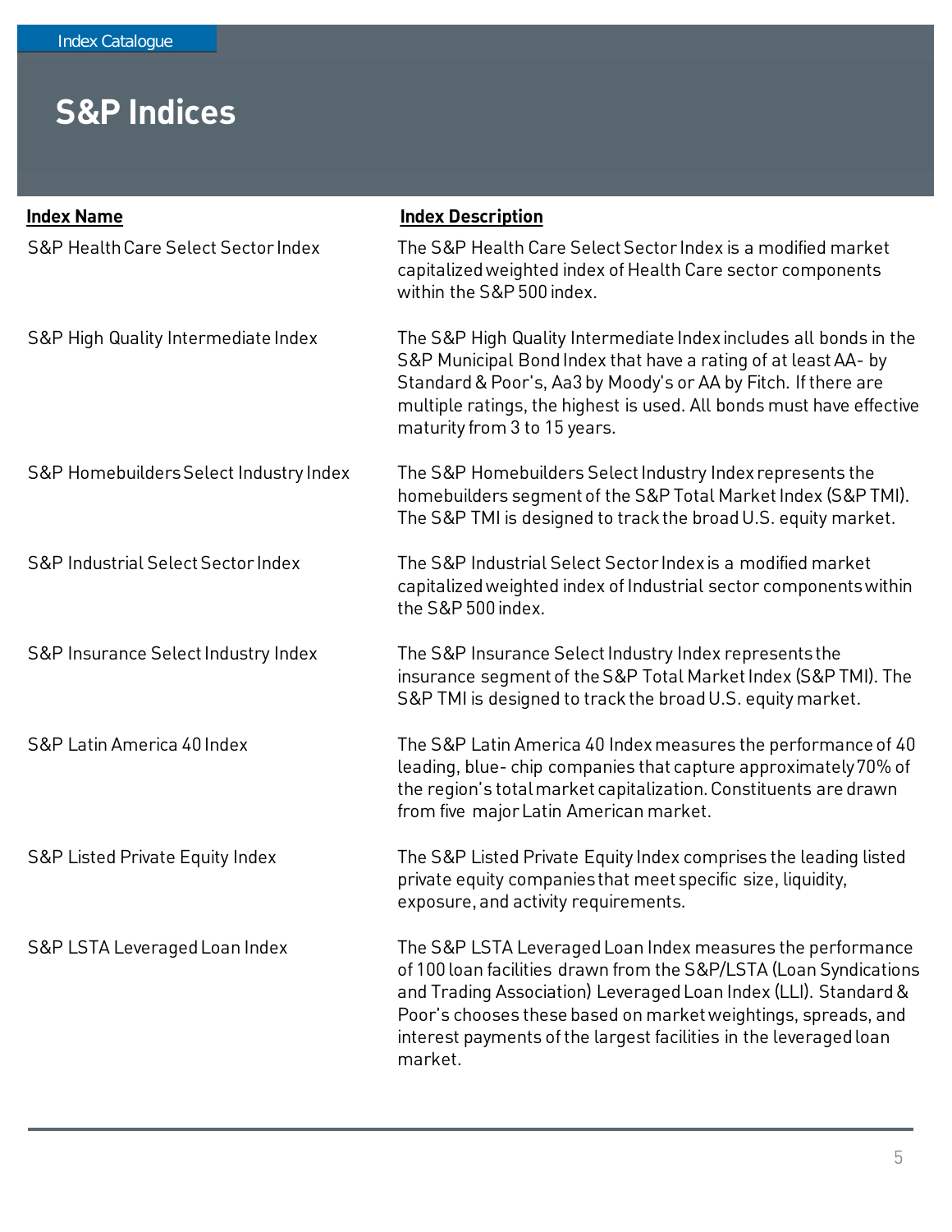# S&P Indices

| Index Name | Index Description |
| --- | --- |
| S&P Health Care Select Sector Index | The S&P Health Care Select Sector Index is a modified market capitalized weighted index of Health Care sector components within the S&P 500 index. |
| S&P High Quality Intermediate Index | The S&P High Quality Intermediate Index includes all bonds in the S&P Municipal Bond Index that have a rating of at least AA- by Standard & Poor's, Aa3 by Moody's or AA by Fitch. If there are multiple ratings, the highest is used. All bonds must have effective maturity from 3 to 15 years. |
| S&P Homebuilders Select Industry Index | The S&P Homebuilders Select Industry Index represents the homebuilders segment of the S&P Total Market Index (S&P TMI). The S&P TMI is designed to track the broad U.S. equity market. |
| S&P Industrial Select Sector Index | The S&P Industrial Select Sector Index is a modified market capitalized weighted index of Industrial sector components within the S&P 500 index. |
| S&P Insurance Select Industry Index | The S&P Insurance Select Industry Index represents the insurance segment of the S&P Total Market Index (S&P TMI). The S&P TMI is designed to track the broad U.S. equity market. |
| S&P Latin America 40 Index | The S&P Latin America 40 Index measures the performance of 40 leading, blue- chip companies that capture approximately 70% of the region's total market capitalization. Constituents are drawn from five major Latin American market. |
| S&P Listed Private Equity Index | The S&P Listed Private Equity Index comprises the leading listed private equity companies that meet specific size, liquidity, exposure, and activity requirements. |
| S&P LSTA Leveraged Loan Index | The S&P LSTA Leveraged Loan Index measures the performance of 100 loan facilities drawn from the S&P/LSTA (Loan Syndications and Trading Association) Leveraged Loan Index (LLI). Standard & Poor's chooses these based on market weightings, spreads, and interest payments of the largest facilities in the leveraged loan market. |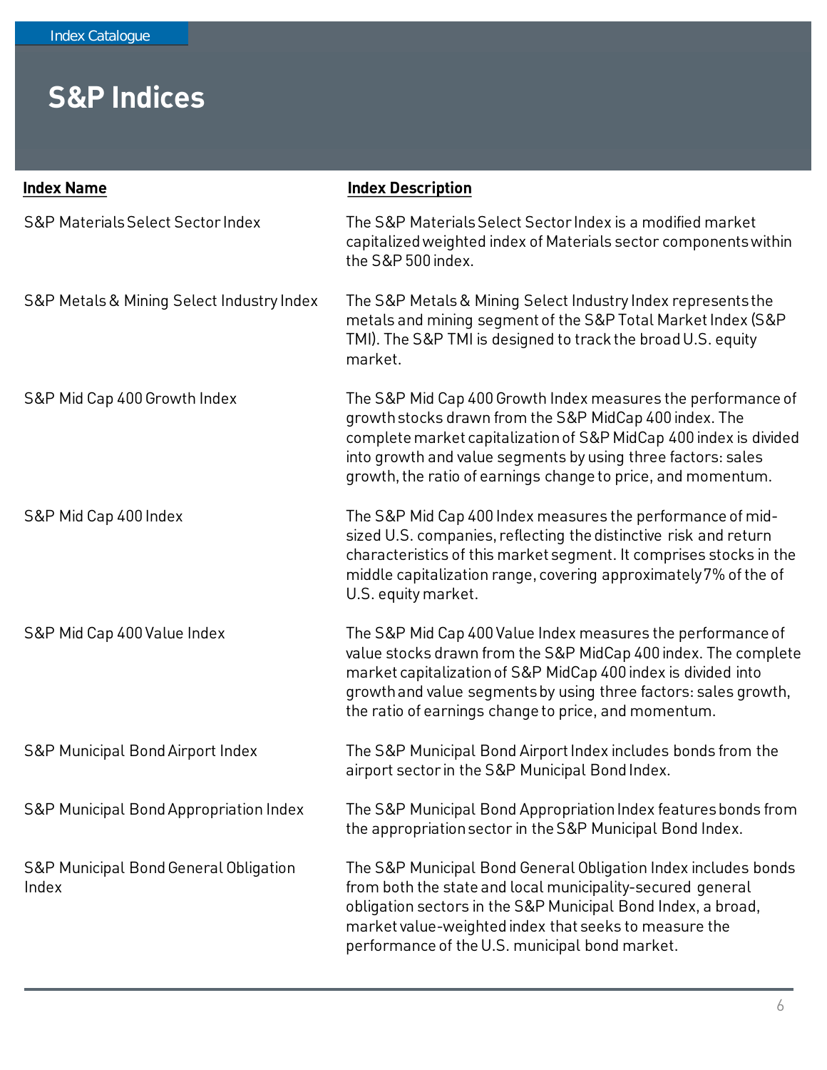Index Catalogue

# S&P Indices

| **Index Name** | **Index Description** |
|---|---|
| S&P Materials Select Sector Index | The S&P Materials Select Sector Index is a modified market capitalized weighted index of Materials sector components within the S&P 500 index. |
| S&P Metals & Mining Select Industry Index | The S&P Metals & Mining Select Industry Index represents the metals and mining segment of the S&P Total Market Index (S&P TMI). The S&P TMI is designed to track the broad U.S. equity market. |
| S&P Mid Cap 400 Growth Index | The S&P Mid Cap 400 Growth Index measures the performance of growth stocks drawn from the S&P MidCap 400 index. The complete market capitalization of S&P MidCap 400 index is divided into growth and value segments by using three factors: sales growth, the ratio of earnings change to price, and momentum. |
| S&P Mid Cap 400 Index | The S&P Mid Cap 400 Index measures the performance of mid-sized U.S. companies, reflecting the distinctive risk and return characteristics of this market segment. It comprises stocks in the middle capitalization range, covering approximately 7% of the of U.S. equity market. |
| S&P Mid Cap 400 Value Index | The S&P Mid Cap 400 Value Index measures the performance of value stocks drawn from the S&P MidCap 400 index. The complete market capitalization of S&P MidCap 400 index is divided into growth and value segments by using three factors: sales growth, the ratio of earnings change to price, and momentum. |
| S&P Municipal Bond Airport Index | The S&P Municipal Bond Airport Index includes bonds from the airport sector in the S&P Municipal Bond Index. |
| S&P Municipal Bond Appropriation Index | The S&P Municipal Bond Appropriation Index features bonds from the appropriation sector in the S&P Municipal Bond Index. |
| S&P Municipal Bond General Obligation Index | The S&P Municipal Bond General Obligation Index includes bonds from both the state and local municipality-secured general obligation sectors in the S&P Municipal Bond Index, a broad, market value-weighted index that seeks to measure the performance of the U.S. municipal bond market. |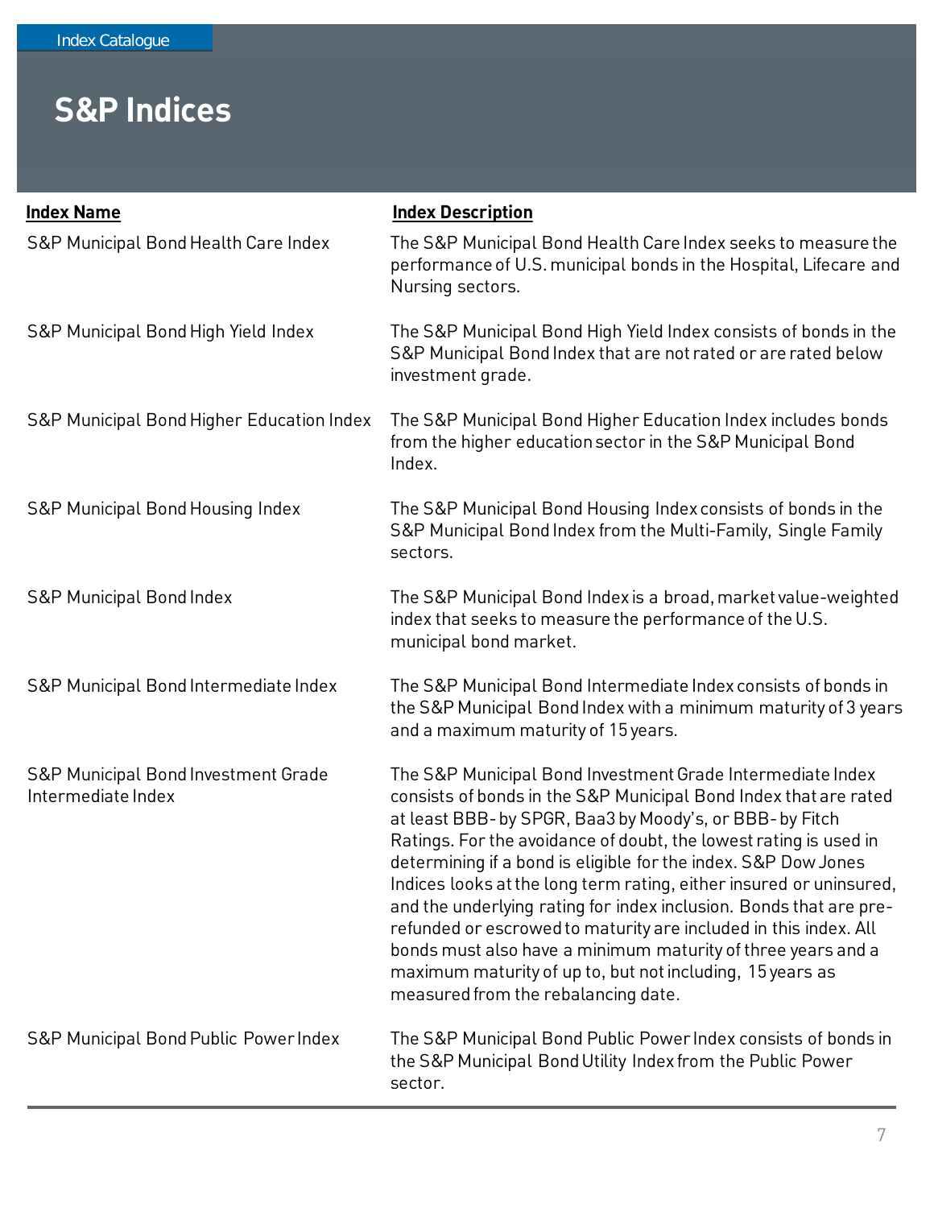# S&P Indices

| Index Name | Index Description |
|---|---|
| S&P Municipal Bond Health Care Index | The S&P Municipal Bond Health Care Index seeks to measure the performance of U.S. municipal bonds in the Hospital, Lifecare and Nursing sectors. |
| S&P Municipal Bond High Yield Index | The S&P Municipal Bond High Yield Index consists of bonds in the S&P Municipal Bond Index that are not rated or are rated below investment grade. |
| S&P Municipal Bond Higher Education Index | The S&P Municipal Bond Higher Education Index includes bonds from the higher education sector in the S&P Municipal Bond Index. |
| S&P Municipal Bond Housing Index | The S&P Municipal Bond Housing Index consists of bonds in the S&P Municipal Bond Index from the Multi-Family, Single Family sectors. |
| S&P Municipal Bond Index | The S&P Municipal Bond Index is a broad, market value-weighted index that seeks to measure the performance of the U.S. municipal bond market. |
| S&P Municipal Bond Intermediate Index | The S&P Municipal Bond Intermediate Index consists of bonds in the S&P Municipal Bond Index with a minimum maturity of 3 years and a maximum maturity of 15 years. |
| S&P Municipal Bond Investment Grade Intermediate Index | The S&P Municipal Bond Investment Grade Intermediate Index consists of bonds in the S&P Municipal Bond Index that are rated at least BBB- by SPGR, Baa3 by Moody's, or BBB- by Fitch Ratings. For the avoidance of doubt, the lowest rating is used in determining if a bond is eligible for the index. S&P Dow Jones Indices looks at the long term rating, either insured or uninsured, and the underlying rating for index inclusion. Bonds that are pre-refunded or escrowed to maturity are included in this index. All bonds must also have a minimum maturity of three years and a maximum maturity of up to, but not including, 15 years as measured from the rebalancing date. |
| S&P Municipal Bond Public Power Index | The S&P Municipal Bond Public Power Index consists of bonds in the S&P Municipal Bond Utility Index from the Public Power sector. |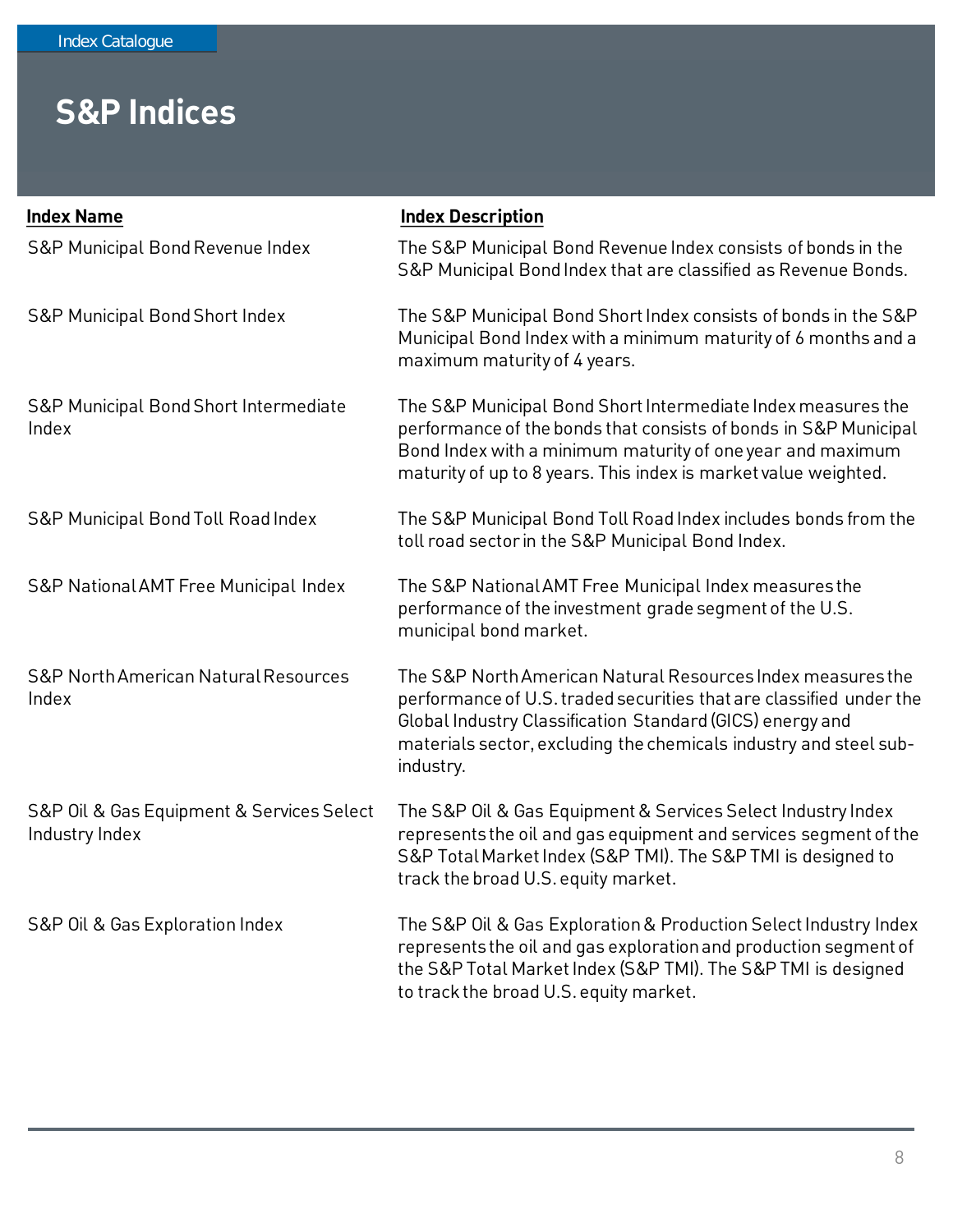# S&P Indices

| Index Name | Index Description |
| --- | --- |
| S&P Municipal Bond Revenue Index | The S&P Municipal Bond Revenue Index consists of bonds in the S&P Municipal Bond Index that are classified as Revenue Bonds. |
| S&P Municipal Bond Short Index | The S&P Municipal Bond Short Index consists of bonds in the S&P Municipal Bond Index with a minimum maturity of 6 months and a maximum maturity of 4 years. |
| S&P Municipal Bond Short Intermediate Index | The S&P Municipal Bond Short Intermediate Index measures the performance of the bonds that consists of bonds in S&P Municipal Bond Index with a minimum maturity of one year and maximum maturity of up to 8 years. This index is market value weighted. |
| S&P Municipal Bond Toll Road Index | The S&P Municipal Bond Toll Road Index includes bonds from the toll road sector in the S&P Municipal Bond Index. |
| S&P National AMT Free Municipal Index | The S&P National AMT Free Municipal Index measures the performance of the investment grade segment of the U.S. municipal bond market. |
| S&P North American Natural Resources Index | The S&P North American Natural Resources Index measures the performance of U.S. traded securities that are classified under the Global Industry Classification Standard (GICS) energy and materials sector, excluding the chemicals industry and steel sub-industry. |
| S&P Oil & Gas Equipment & Services Select Industry Index | The S&P Oil & Gas Equipment & Services Select Industry Index represents the oil and gas equipment and services segment of the S&P Total Market Index (S&P TMI). The S&P TMI is designed to track the broad U.S. equity market. |
| S&P Oil & Gas Exploration Index | The S&P Oil & Gas Exploration & Production Select Industry Index represents the oil and gas exploration and production segment of the S&P Total Market Index (S&P TMI). The S&P TMI is designed to track the broad U.S. equity market. |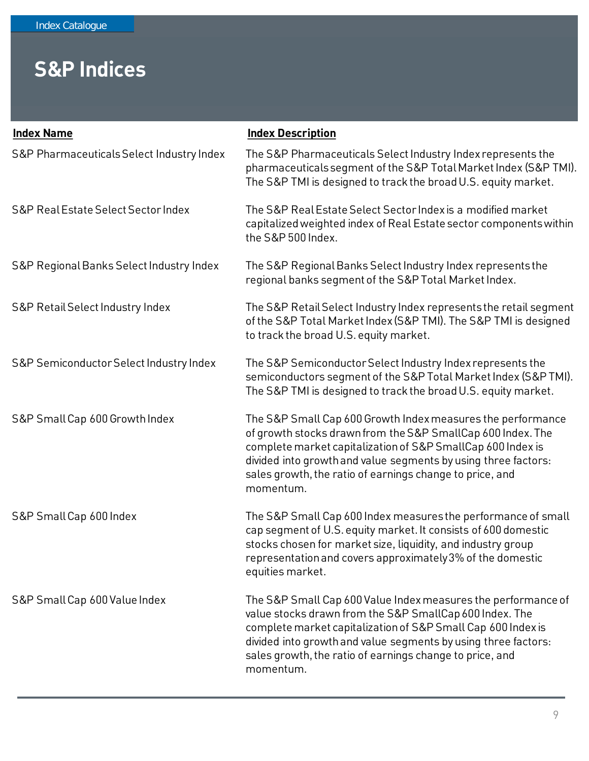# S&P Indices

| Index Name | Index Description |
|---|---|
| S&P Pharmaceuticals Select Industry Index | The S&P Pharmaceuticals Select Industry Index represents the pharmaceuticals segment of the S&P Total Market Index (S&P TMI). The S&P TMI is designed to track the broad U.S. equity market. |
| S&P Real Estate Select Sector Index | The S&P Real Estate Select Sector Index is a modified market capitalized weighted index of Real Estate sector components within the S&P 500 Index. |
| S&P Regional Banks Select Industry Index | The S&P Regional Banks Select Industry Index represents the regional banks segment of the S&P Total Market Index. |
| S&P Retail Select Industry Index | The S&P Retail Select Industry Index represents the retail segment of the S&P Total Market Index (S&P TMI). The S&P TMI is designed to track the broad U.S. equity market. |
| S&P Semiconductor Select Industry Index | The S&P Semiconductor Select Industry Index represents the semiconductors segment of the S&P Total Market Index (S&P TMI). The S&P TMI is designed to track the broad U.S. equity market. |
| S&P Small Cap 600 Growth Index | The S&P Small Cap 600 Growth Index measures the performance of growth stocks drawn from the S&P SmallCap 600 Index. The complete market capitalization of S&P SmallCap 600 Index is divided into growth and value segments by using three factors: sales growth, the ratio of earnings change to price, and momentum. |
| S&P Small Cap 600 Index | The S&P Small Cap 600 Index measures the performance of small cap segment of U.S. equity market. It consists of 600 domestic stocks chosen for market size, liquidity, and industry group representation and covers approximately 3% of the domestic equities market. |
| S&P Small Cap 600 Value Index | The S&P Small Cap 600 Value Index measures the performance of value stocks drawn from the S&P SmallCap 600 Index. The complete market capitalization of S&P Small Cap 600 Index is divided into growth and value segments by using three factors: sales growth, the ratio of earnings change to price, and momentum. |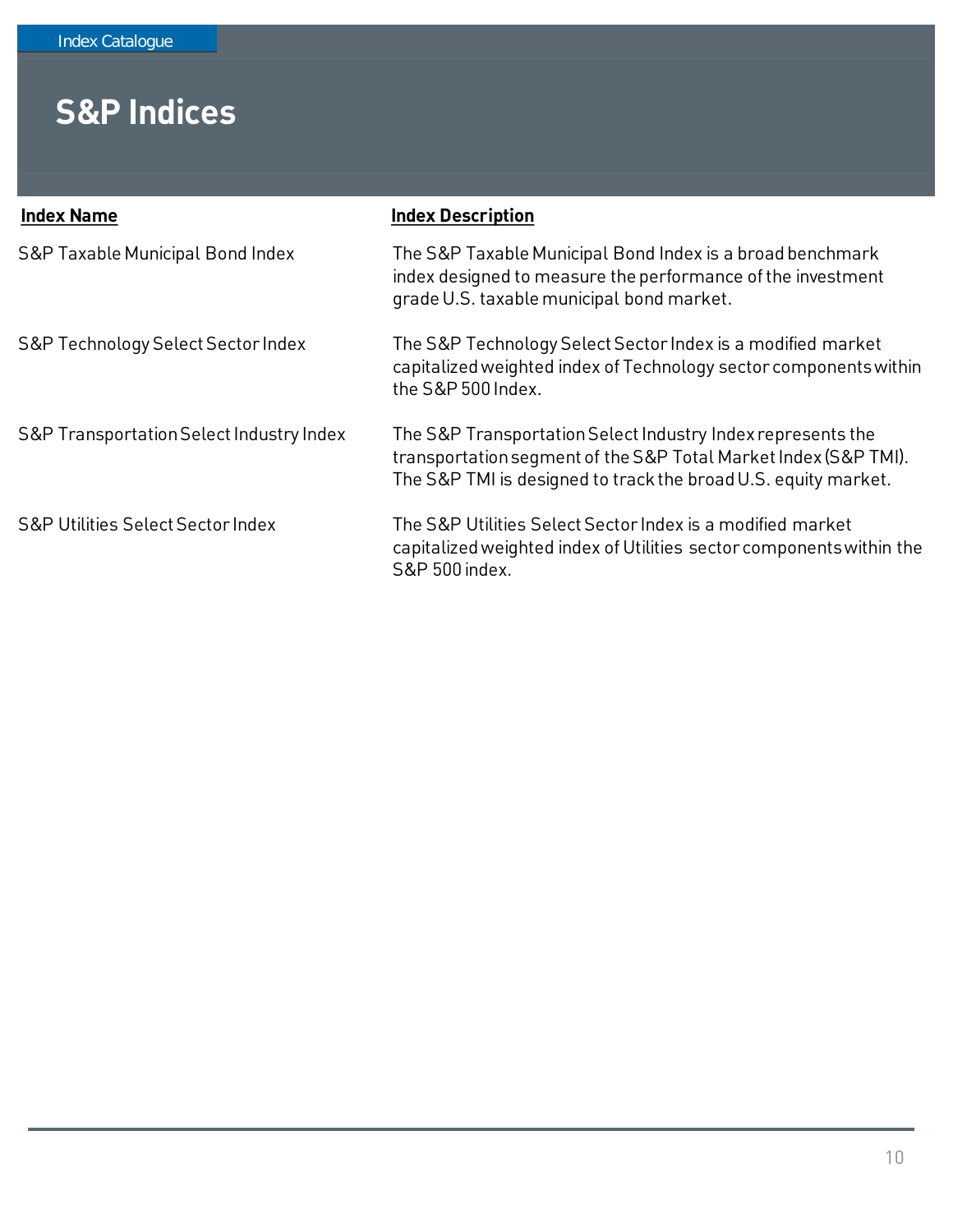# S&P Indices

| Index Name | Index Description |
| --- | --- |
| S&P Taxable Municipal Bond Index | The S&P Taxable Municipal Bond Index is a broad benchmark index designed to measure the performance of the investment grade U.S. taxable municipal bond market. |
| S&P Technology Select Sector Index | The S&P Technology Select Sector Index is a modified market capitalized weighted index of Technology sector components within the S&P 500 Index. |
| S&P Transportation Select Industry Index | The S&P Transportation Select Industry Index represents the transportation segment of the S&P Total Market Index (S&P TMI). The S&P TMI is designed to track the broad U.S. equity market. |
| S&P Utilities Select Sector Index | The S&P Utilities Select Sector Index is a modified market capitalized weighted index of Utilities sector components within the S&P 500 index. |